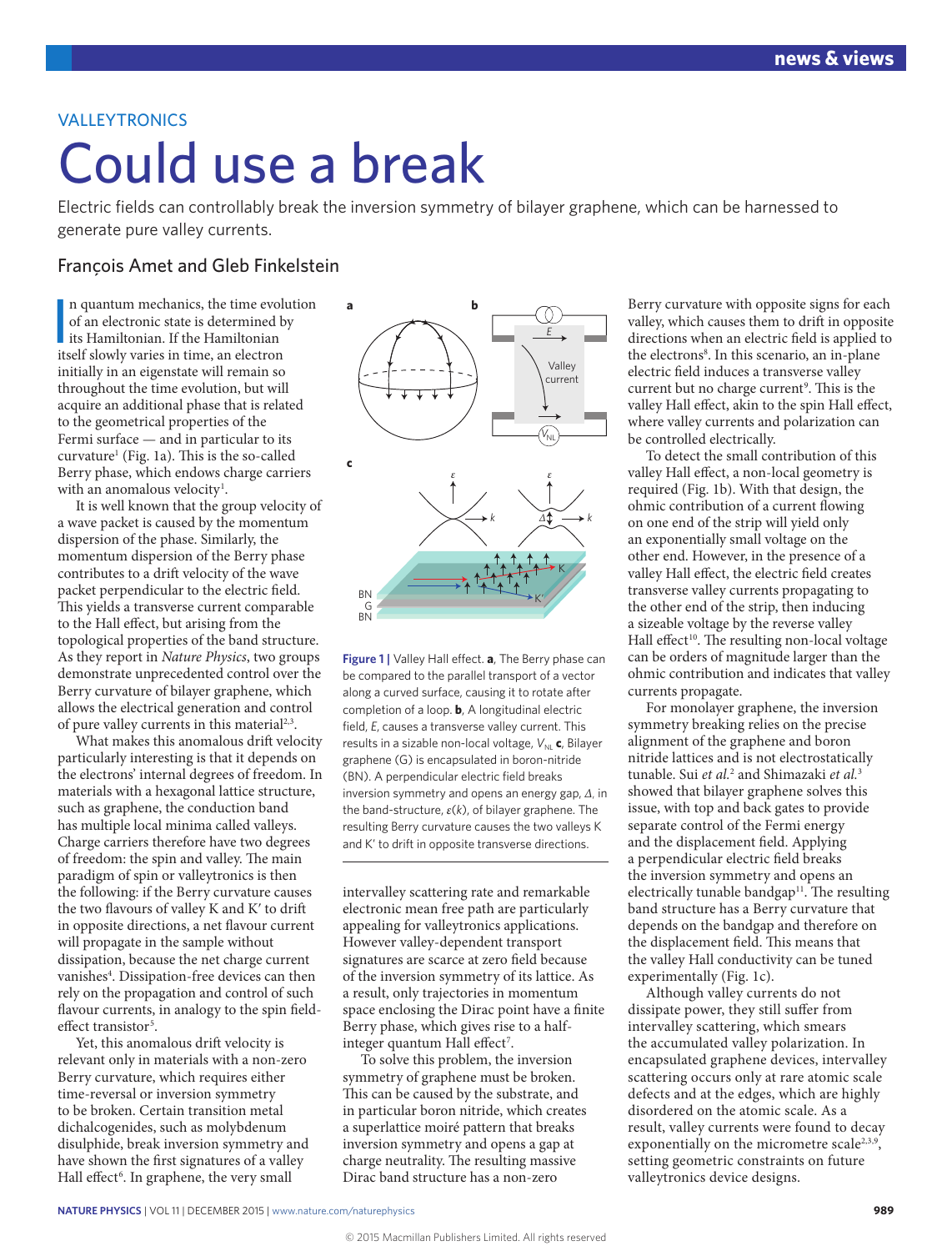VALLEYTRONICS

# Could use a break

Electric fields can controllably break the inversion symmetry of bilayer graphene, which can be harnessed to generate pure valley currents.

## François Amet and Gleb Finkelstein

In quantum mechanics, the time evolution of an electronic state is determined by its Hamiltonian. If the Hamiltonian itself slowly varies in time, an electron initially in an eigenstate will remain so throughout the time evolution, but will acquire an additional phase that is related to the geometrical properties of the Fermi surface — and in particular to its curvature[1] (Fig. 1a). This is the so-called Berry phase, which endows charge carriers with an anomalous velocity[1].

It is well known that the group velocity of a wave packet is caused by the momentum dispersion of the phase. Similarly, the momentum dispersion of the Berry phase contributes to a drift velocity of the wave packet perpendicular to the electric field. This yields a transverse current comparable to the Hall effect, but arising from the topological properties of the band structure. As they report in *Nature Physics*, two groups demonstrate unprecedented control over the Berry curvature of bilayer graphene, which allows the electrical generation and control of pure valley currents in this material[2,3].

What makes this anomalous drift velocity particularly interesting is that it depends on the electrons' internal degrees of freedom. In materials with a hexagonal lattice structure, such as graphene, the conduction band has multiple local minima called valleys. Charge carriers therefore have two degrees of freedom: the spin and valley. The main paradigm of spin or valleytronics is then the following: if the Berry curvature causes the two flavours of valley K and K′ to drift in opposite directions, a net flavour current will propagate in the sample without dissipation, because the net charge current vanishes[4]. Dissipation-free devices can then rely on the propagation and control of such flavour currents, in analogy to the spin field-effect transistor[5].

Yet, this anomalous drift velocity is relevant only in materials with a non-zero Berry curvature, which requires either time-reversal or inversion symmetry to be broken. Certain transition metal dichalcogenides, such as molybdenum disulphide, break inversion symmetry and have shown the first signatures of a valley Hall effect[6]. In graphene, the very small intervalley scattering rate and remarkable electronic mean free path are particularly appealing for valleytronics applications. However valley-dependent transport signatures are scarce at zero field because of the inversion symmetry of its lattice. As a result, only trajectories in momentum space enclosing the Dirac point have a finite Berry phase, which gives rise to a half-integer quantum Hall effect[7].

To solve this problem, the inversion symmetry of graphene must be broken. This can be caused by the substrate, and in particular boron nitride, which creates a superlattice moiré pattern that breaks inversion symmetry and opens a gap at charge neutrality. The resulting massive Dirac band structure has a non-zero Berry curvature with opposite signs for each valley, which causes them to drift in opposite directions when an electric field is applied to the electrons[8]. In this scenario, an in-plane electric field induces a transverse valley current but no charge current[9]. This is the valley Hall effect, akin to the spin Hall effect, where valley currents and polarization can be controlled electrically.

To detect the small contribution of this valley Hall effect, a non-local geometry is required (Fig. 1b). With that design, the ohmic contribution of a current flowing on one end of the strip will yield only an exponentially small voltage on the other end. However, in the presence of a valley Hall effect, the electric field creates transverse valley currents propagating to the other end of the strip, then inducing a sizeable voltage by the reverse valley Hall effect[10]. The resulting non-local voltage can be orders of magnitude larger than the ohmic contribution and indicates that valley currents propagate.

For monolayer graphene, the inversion symmetry breaking relies on the precise alignment of the graphene and boron nitride lattices and is not electrostatically tunable. Sui *et al.*[2] and Shimazaki *et al.*[3] showed that bilayer graphene solves this issue, with top and back gates to provide separate control of the Fermi energy and the displacement field. Applying a perpendicular electric field breaks the inversion symmetry and opens an electrically tunable bandgap[11]. The resulting band structure has a Berry curvature that depends on the bandgap and therefore on the displacement field. This means that the valley Hall conductivity can be tuned experimentally (Fig. 1c).

Although valley currents do not dissipate power, they still suffer from intervalley scattering, which smears the accumulated valley polarization. In encapsulated graphene devices, intervalley scattering occurs only at rare atomic scale defects and at the edges, which are highly disordered on the atomic scale. As a result, valley currents were found to decay exponentially on the micrometre scale[2,3,9], setting geometric constraints on future valleytronics device designs.

**Figure 1 |** Valley Hall effect. **a**, The Berry phase can be compared to the parallel transport of a vector along a curved surface, causing it to rotate after completion of a loop. **b**, A longitudinal electric field, $E$, causes a transverse valley current. This results in a sizable non-local voltage, $V_{NL}$. **c**, Bilayer graphene (G) is encapsulated in boron-nitride (BN). A perpendicular electric field breaks inversion symmetry and opens an energy gap, $\Delta$, in the band-structure, $\varepsilon(k)$, of bilayer graphene. The resulting Berry curvature causes the two valleys K and K′ to drift in opposite transverse directions.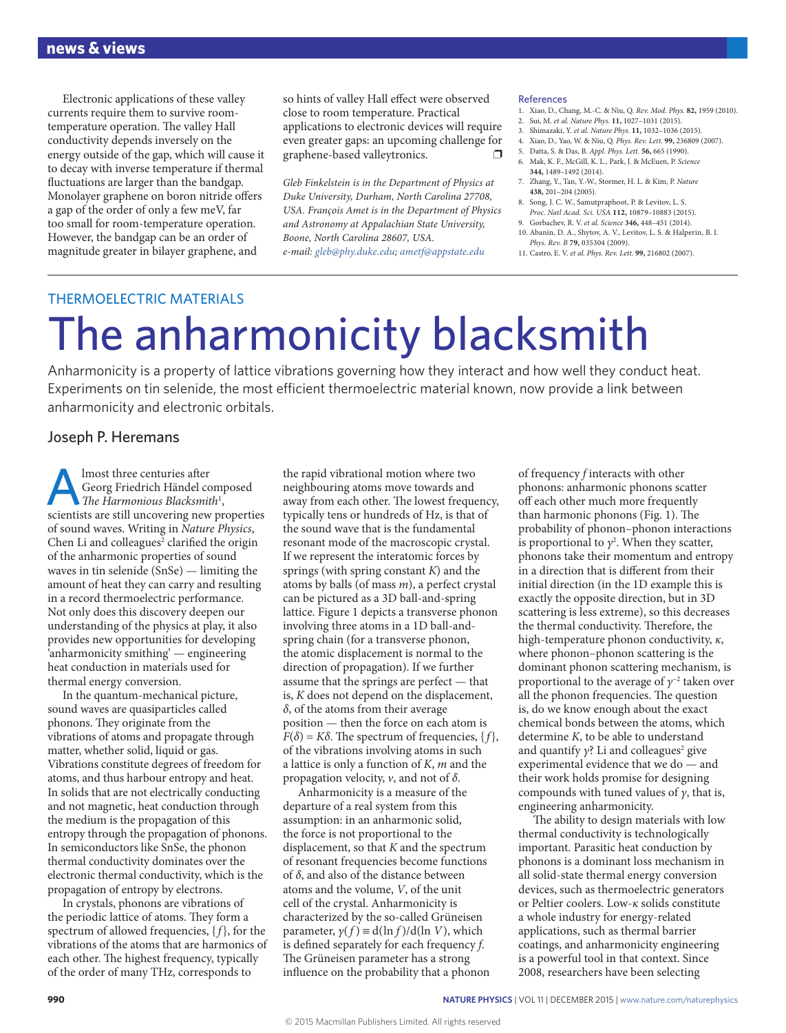Electronic applications of these valley currents require them to survive room-temperature operation. The valley Hall conductivity depends inversely on the energy outside of the gap, which will cause it to decay with inverse temperature if thermal fluctuations are larger than the bandgap. Monolayer graphene on boron nitride offers a gap of the order of only a few meV, far too small for room-temperature operation. However, the bandgap can be an order of magnitude greater in bilayer graphene, and so hints of valley Hall effect were observed close to room temperature. Practical applications to electronic devices will require even greater gaps: an upcoming challenge for graphene-based valleytronics. ❒

*Gleb Finkelstein is in the Department of Physics at Duke University, Durham, North Carolina 27708, USA. François Amet is in the Department of Physics and Astronomy at Appalachian State University, Boone, North Carolina 28607, USA.*
*e-mail: gleb@phy.duke.edu; ametf@appstate.edu*

### References

1. Xiao, D., Chang, M.-C. & Niu, Q. *Rev. Mod. Phys.* **82,** 1959 (2010).
2. Sui, M. *et al. Nature Phys.* **11,** 1027–1031 (2015).
3. Shimazaki, Y. *et al. Nature Phys.* **11,** 1032–1036 (2015).
4. Xiao, D., Yao, W. & Niu, Q. *Phys. Rev. Lett.* **99,** 236809 (2007).
5. Datta, S. & Das, B. *Appl. Phys. Lett.* **56,** 665 (1990).
6. Mak, K. F., McGill, K. L., Park, J. & McEuen, P. *Science* **344,** 1489–1492 (2014).
7. Zhang, Y., Tan, Y.-W., Stormer, H. L. & Kim, P. *Nature* **438,** 201–204 (2005).
8. Song, J. C. W., Samutpraphoot, P. & Levitov, L. S. *Proc. Natl Acad. Sci. USA* **112,** 10879–10883 (2015).
9. Gorbachev, R. V. *et al. Science* **346,** 448–451 (2014).
10. Abanin, D. A., Shytov, A. V., Levitov, L. S. & Halperin, B. I. *Phys. Rev. B* **79,** 035304 (2009).
11. Castro, E. V. *et al. Phys. Rev. Lett.* **99,** 216802 (2007).

THERMOELECTRIC MATERIALS

# The anharmonicity blacksmith

Anharmonicity is a property of lattice vibrations governing how they interact and how well they conduct heat. Experiments on tin selenide, the most efficient thermoelectric material known, now provide a link between anharmonicity and electronic orbitals.

## Joseph P. Heremans

Almost three centuries after Georg Friedrich Händel composed *The Harmonious Blacksmith*[1], scientists are still uncovering new properties of sound waves. Writing in *Nature Physics*, Chen Li and colleagues[2] clarified the origin of the anharmonic properties of sound waves in tin selenide (SnSe) — limiting the amount of heat they can carry and resulting in a record thermoelectric performance. Not only does this discovery deepen our understanding of the physics at play, it also provides new opportunities for developing 'anharmonicity smithing' — engineering heat conduction in materials used for thermal energy conversion.

In the quantum-mechanical picture, sound waves are quasiparticles called phonons. They originate from the vibrations of atoms and propagate through matter, whether solid, liquid or gas. Vibrations constitute degrees of freedom for atoms, and thus harbour entropy and heat. In solids that are not electrically conducting and not magnetic, heat conduction through the medium is the propagation of this entropy through the propagation of phonons. In semiconductors like SnSe, the phonon thermal conductivity dominates over the electronic thermal conductivity, which is the propagation of entropy by electrons.

In crystals, phonons are vibrations of the periodic lattice of atoms. They form a spectrum of allowed frequencies, $\{f\}$, for the vibrations of the atoms that are harmonics of each other. The highest frequency, typically of the order of many THz, corresponds to the rapid vibrational motion where two neighbouring atoms move towards and away from each other. The lowest frequency, typically tens or hundreds of Hz, is that of the sound wave that is the fundamental resonant mode of the macroscopic crystal. If we represent the interatomic forces by springs (with spring constant $K$) and the atoms by balls (of mass $m$), a perfect crystal can be pictured as a 3D ball-and-spring lattice. Figure 1 depicts a transverse phonon involving three atoms in a 1D ball-and-spring chain (for a transverse phonon, the atomic displacement is normal to the direction of propagation). If we further assume that the springs are perfect — that is, $K$ does not depend on the displacement, $\delta$, of the atoms from their average position — then the force on each atom is $F(\delta) = K\delta$. The spectrum of frequencies, $\{f\}$, of the vibrations involving atoms in such a lattice is only a function of $K$, $m$ and the propagation velocity, $v$, and not of $\delta$.

Anharmonicity is a measure of the departure of a real system from this assumption: in an anharmonic solid, the force is not proportional to the displacement, so that $K$ and the spectrum of resonant frequencies become functions of $\delta$, and also of the distance between atoms and the volume, $V$, of the unit cell of the crystal. Anharmonicity is characterized by the so-called Grüneisen parameter, $\gamma(f) \equiv \mathrm{d}(\ln f)/\mathrm{d}(\ln V)$, which is defined separately for each frequency $f$. The Grüneisen parameter has a strong influence on the probability that a phonon of frequency $f$ interacts with other phonons: anharmonic phonons scatter off each other much more frequently than harmonic phonons (Fig. 1). The probability of phonon–phonon interactions is proportional to $\gamma^2$. When they scatter, phonons take their momentum and entropy in a direction that is different from their initial direction (in the 1D example this is exactly the opposite direction, but in 3D scattering is less extreme), so this decreases the thermal conductivity. Therefore, the high-temperature phonon conductivity, $\kappa$, where phonon–phonon scattering is the dominant phonon scattering mechanism, is proportional to the average of $\gamma^{-2}$ taken over all the phonon frequencies. The question is, do we know enough about the exact chemical bonds between the atoms, which determine $K$, to be able to understand and quantify $\gamma$? Li and colleagues[2] give experimental evidence that we do — and their work holds promise for designing compounds with tuned values of $\gamma$, that is, engineering anharmonicity.

The ability to design materials with low thermal conductivity is technologically important. Parasitic heat conduction by phonons is a dominant loss mechanism in all solid-state thermal energy conversion devices, such as thermoelectric generators or Peltier coolers. Low-$\kappa$ solids constitute a whole industry for energy-related applications, such as thermal barrier coatings, and anharmonicity engineering is a powerful tool in that context. Since 2008, researchers have been selecting